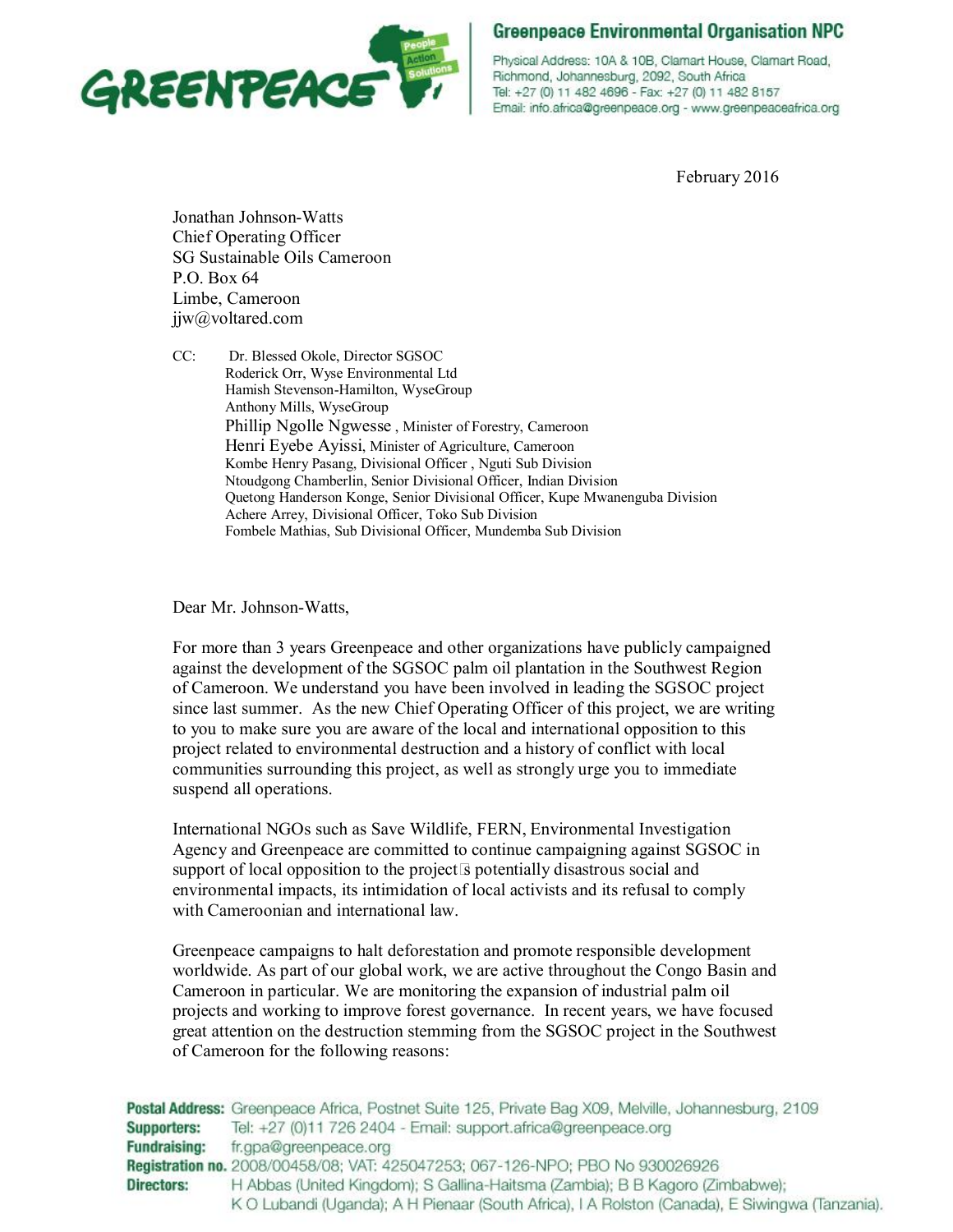# Greenpeace Environmental Organisation NPC

Physical Address: 10A & 10B, Clamart House, Clamart Road, Richmond, Johannesburg, 2092, South Africa
Tel: +27 (0) 11 482 4696 - Fax: +27 (0) 11 482 8157
Email: info.africa@greenpeace.org - www.greenpeaceafrica.org

February 2016

Jonathan Johnson-Watts
Chief Operating Officer
SG Sustainable Oils Cameroon
P.O. Box 64
Limbe, Cameroon
jjw@voltared.com

CC: Dr. Blessed Okole, Director SGSOC
Roderick Orr, Wyse Environmental Ltd
Hamish Stevenson-Hamilton, WyseGroup
Anthony Mills, WyseGroup
Phillip Ngolle Ngwesse , Minister of Forestry, Cameroon
Henri Eyebe Ayissi, Minister of Agriculture, Cameroon
Kombe Henry Pasang, Divisional Officer , Nguti Sub Division
Ntoudgong Chamberlin, Senior Divisional Officer, Indian Division
Quetong Handerson Konge, Senior Divisional Officer, Kupe Mwanenguba Division
Achere Arrey, Divisional Officer, Toko Sub Division
Fombele Mathias, Sub Divisional Officer, Mundemba Sub Division

Dear Mr. Johnson-Watts,

For more than 3 years Greenpeace and other organizations have publicly campaigned against the development of the SGSOC palm oil plantation in the Southwest Region of Cameroon. We understand you have been involved in leading the SGSOC project since last summer. As the new Chief Operating Officer of this project, we are writing to you to make sure you are aware of the local and international opposition to this project related to environmental destruction and a history of conflict with local communities surrounding this project, as well as strongly urge you to immediate suspend all operations.

International NGOs such as Save Wildlife, FERN, Environmental Investigation Agency and Greenpeace are committed to continue campaigning against SGSOC in support of local opposition to the project's potentially disastrous social and environmental impacts, its intimidation of local activists and its refusal to comply with Cameroonian and international law.

Greenpeace campaigns to halt deforestation and promote responsible development worldwide. As part of our global work, we are active throughout the Congo Basin and Cameroon in particular. We are monitoring the expansion of industrial palm oil projects and working to improve forest governance. In recent years, we have focused great attention on the destruction stemming from the SGSOC project in the Southwest of Cameroon for the following reasons:

**Postal Address:** Greenpeace Africa, Postnet Suite 125, Private Bag X09, Melville, Johannesburg, 2109
**Supporters:** Tel: +27 (0)11 726 2404 - Email: support.africa@greenpeace.org
**Fundraising:** fr.gpa@greenpeace.org
**Registration no.** 2008/00458/08; VAT: 425047253; 067-126-NPO; PBO No 930026926
**Directors:** H Abbas (United Kingdom); S Gallina-Haitsma (Zambia); B B Kagoro (Zimbabwe); K O Lubandi (Uganda); A H Pienaar (South Africa), I A Rolston (Canada), E Siwingwa (Tanzania).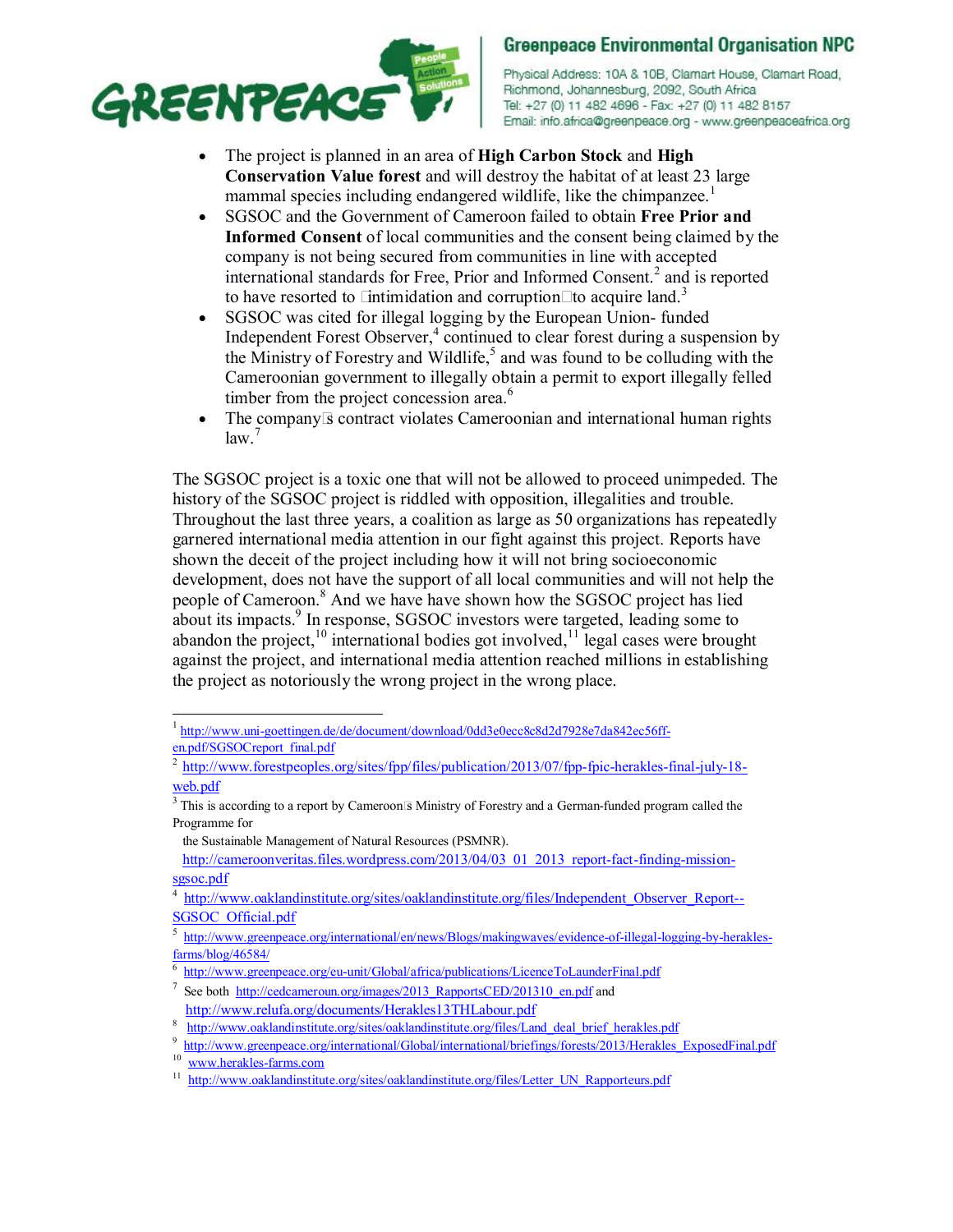- The project is planned in an area of **High Carbon Stock** and **High Conservation Value forest** and will destroy the habitat of at least 23 large mammal species including endangered wildlife, like the chimpanzee.[1]
- SGSOC and the Government of Cameroon failed to obtain **Free Prior and Informed Consent** of local communities and the consent being claimed by the company is not being secured from communities in line with accepted international standards for Free, Prior and Informed Consent.[2] and is reported to have resorted to intimidation and corruption to acquire land.[3]
- SGSOC was cited for illegal logging by the European Union- funded Independent Forest Observer,[4] continued to clear forest during a suspension by the Ministry of Forestry and Wildlife,[5] and was found to be colluding with the Cameroonian government to illegally obtain a permit to export illegally felled timber from the project concession area.[6]
- The company's contract violates Cameroonian and international human rights law.[7]

The SGSOC project is a toxic one that will not be allowed to proceed unimpeded. The history of the SGSOC project is riddled with opposition, illegalities and trouble. Throughout the last three years, a coalition as large as 50 organizations has repeatedly garnered international media attention in our fight against this project. Reports have shown the deceit of the project including how it will not bring socioeconomic development, does not have the support of all local communities and will not help the people of Cameroon.[8] And we have have shown how the SGSOC project has lied about its impacts.[9] In response, SGSOC investors were targeted, leading some to abandon the project,[10] international bodies got involved,[11] legal cases were brought against the project, and international media attention reached millions in establishing the project as notoriously the wrong project in the wrong place.

---

[1] http://www.uni-goettingen.de/de/document/download/0dd3e0ecc8c8d2d7928e7da842ec56ff-en.pdf/SGSOCreport_final.pdf

[2] http://www.forestpeoples.org/sites/fpp/files/publication/2013/07/fpp-fpic-herakles-final-july-18-web.pdf

[3] This is according to a report by Cameroon's Ministry of Forestry and a German-funded program called the Programme for the Sustainable Management of Natural Resources (PSMNR). http://cameroonveritas.files.wordpress.com/2013/04/03_01_2013_report-fact-finding-mission-sgsoc.pdf

[4] http://www.oaklandinstitute.org/sites/oaklandinstitute.org/files/Independent_Observer_Report--SGSOC_Official.pdf

[5] http://www.greenpeace.org/international/en/news/Blogs/makingwaves/evidence-of-illegal-logging-by-herakles-farms/blog/46584/

[6] http://www.greenpeace.org/eu-unit/Global/africa/publications/LicenceToLaunderFinal.pdf

[7] See both http://cedcameroun.org/images/2013_RapportsCED/201310_en.pdf and http://www.relufa.org/documents/Herakles13THLabour.pdf

[8] http://www.oaklandinstitute.org/sites/oaklandinstitute.org/files/Land_deal_brief_herakles.pdf

[9] http://www.greenpeace.org/international/Global/international/briefings/forests/2013/Herakles_ExposedFinal.pdf

[10] www.herakles-farms.com

[11] http://www.oaklandinstitute.org/sites/oaklandinstitute.org/files/Letter_UN_Rapporteurs.pdf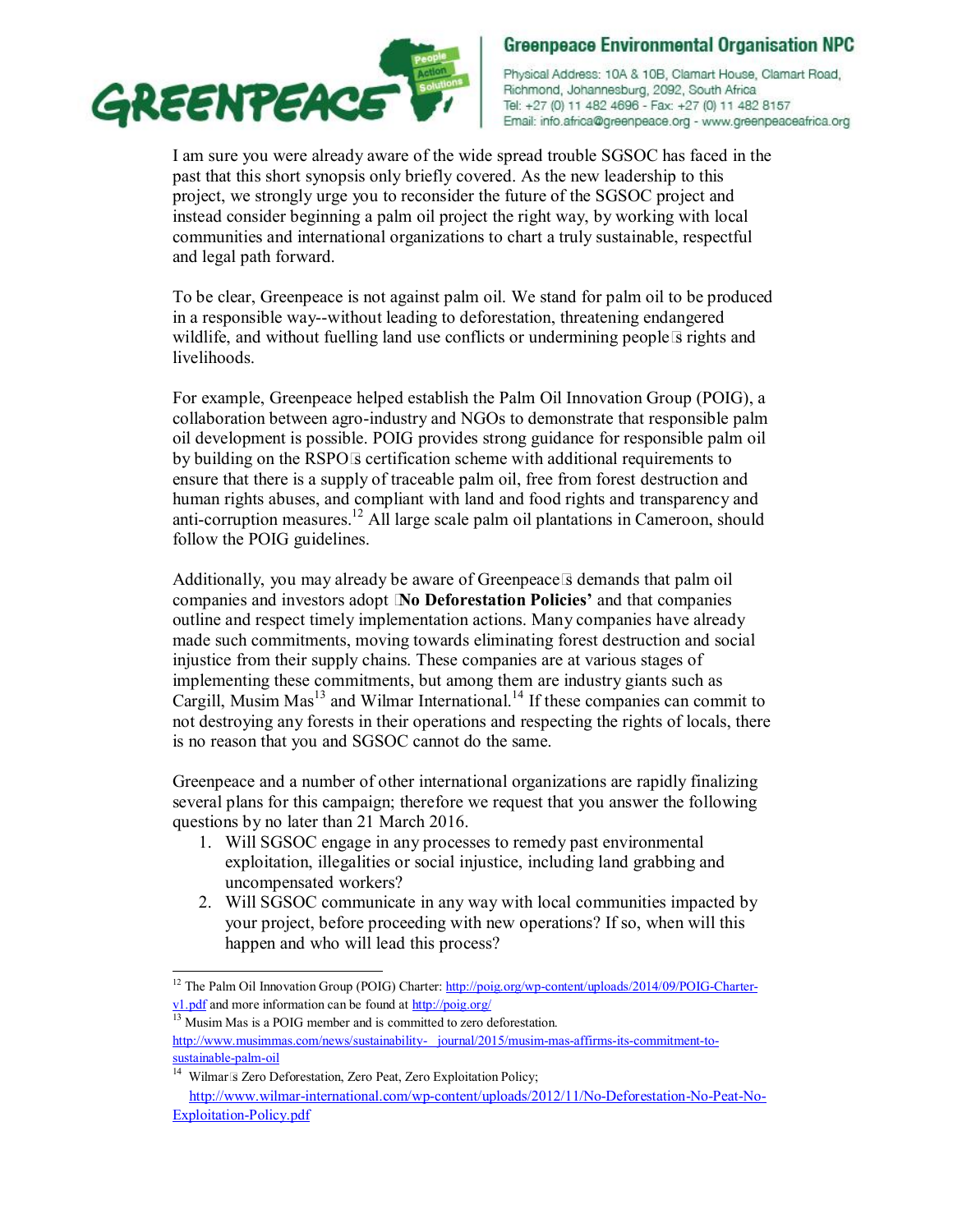I am sure you were already aware of the wide spread trouble SGSOC has faced in the past that this short synopsis only briefly covered. As the new leadership to this project, we strongly urge you to reconsider the future of the SGSOC project and instead consider beginning a palm oil project the right way, by working with local communities and international organizations to chart a truly sustainable, respectful and legal path forward.

To be clear, Greenpeace is not against palm oil. We stand for palm oil to be produced in a responsible way--without leading to deforestation, threatening endangered wildlife, and without fuelling land use conflicts or undermining people's rights and livelihoods.

For example, Greenpeace helped establish the Palm Oil Innovation Group (POIG), a collaboration between agro-industry and NGOs to demonstrate that responsible palm oil development is possible. POIG provides strong guidance for responsible palm oil by building on the RSPO's certification scheme with additional requirements to ensure that there is a supply of traceable palm oil, free from forest destruction and human rights abuses, and compliant with land and food rights and transparency and anti-corruption measures.[12] All large scale palm oil plantations in Cameroon, should follow the POIG guidelines.

Additionally, you may already be aware of Greenpeace's demands that palm oil companies and investors adopt '**No Deforestation Policies'** and that companies outline and respect timely implementation actions. Many companies have already made such commitments, moving towards eliminating forest destruction and social injustice from their supply chains. These companies are at various stages of implementing these commitments, but among them are industry giants such as Cargill, Musim Mas[13] and Wilmar International.[14] If these companies can commit to not destroying any forests in their operations and respecting the rights of locals, there is no reason that you and SGSOC cannot do the same.

Greenpeace and a number of other international organizations are rapidly finalizing several plans for this campaign; therefore we request that you answer the following questions by no later than 21 March 2016.

1. Will SGSOC engage in any processes to remedy past environmental exploitation, illegalities or social injustice, including land grabbing and uncompensated workers?
2. Will SGSOC communicate in any way with local communities impacted by your project, before proceeding with new operations? If so, when will this happen and who will lead this process?

---

[12] The Palm Oil Innovation Group (POIG) Charter: http://poig.org/wp-content/uploads/2014/09/POIG-Charter-v1.pdf and more information can be found at http://poig.org/

[13] Musim Mas is a POIG member and is committed to zero deforestation. http://www.musimmas.com/news/sustainability-_journal/2015/musim-mas-affirms-its-commitment-to-sustainable-palm-oil

[14] Wilmar's Zero Deforestation, Zero Peat, Zero Exploitation Policy; http://www.wilmar-international.com/wp-content/uploads/2012/11/No-Deforestation-No-Peat-No-Exploitation-Policy.pdf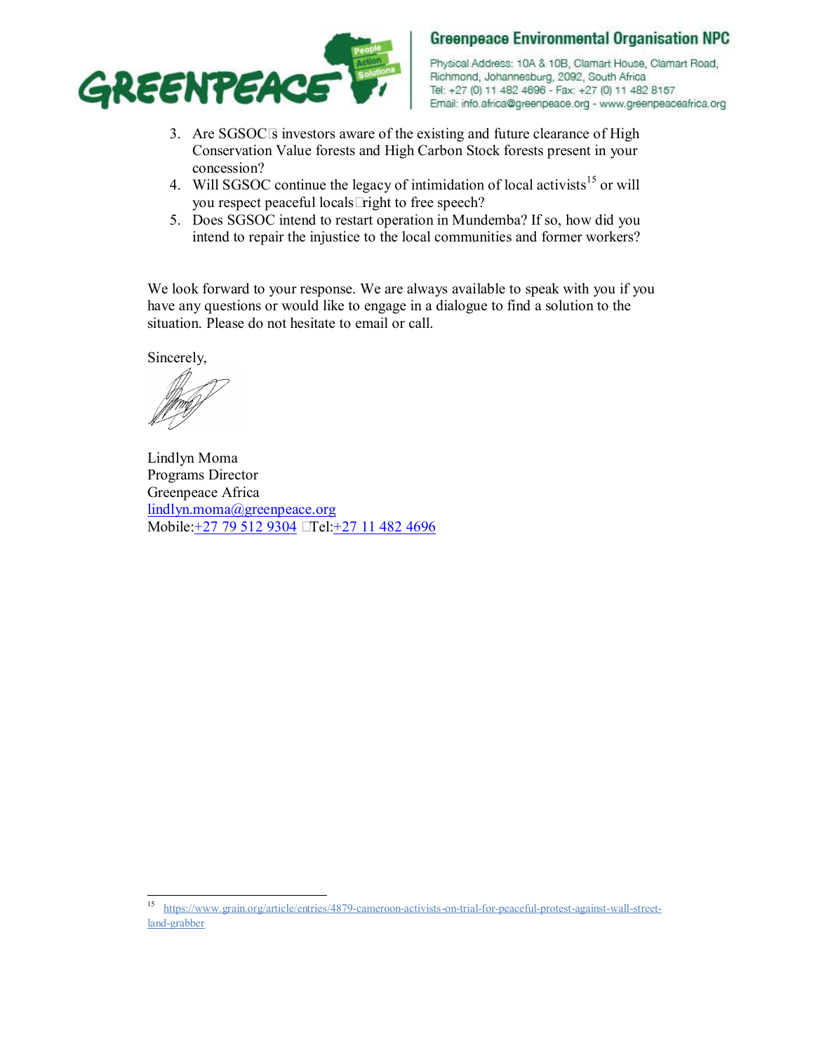3. Are SGSOC's investors aware of the existing and future clearance of High Conservation Value forests and High Carbon Stock forests present in your concession?
4. Will SGSOC continue the legacy of intimidation of local activists[15] or will you respect peaceful locals' right to free speech?
5. Does SGSOC intend to restart operation in Mundemba? If so, how did you intend to repair the injustice to the local communities and former workers?

We look forward to your response. We are always available to speak with you if you have any questions or would like to engage in a dialogue to find a solution to the situation. Please do not hesitate to email or call.

Sincerely,

Lindlyn Moma
Programs Director
Greenpeace Africa
lindlyn.moma@greenpeace.org
Mobile: +27 79 512 9304 Tel: +27 11 482 4696

---

[15] https://www.grain.org/article/entries/4879-cameroon-activists-on-trial-for-peaceful-protest-against-wall-street-land-grabber